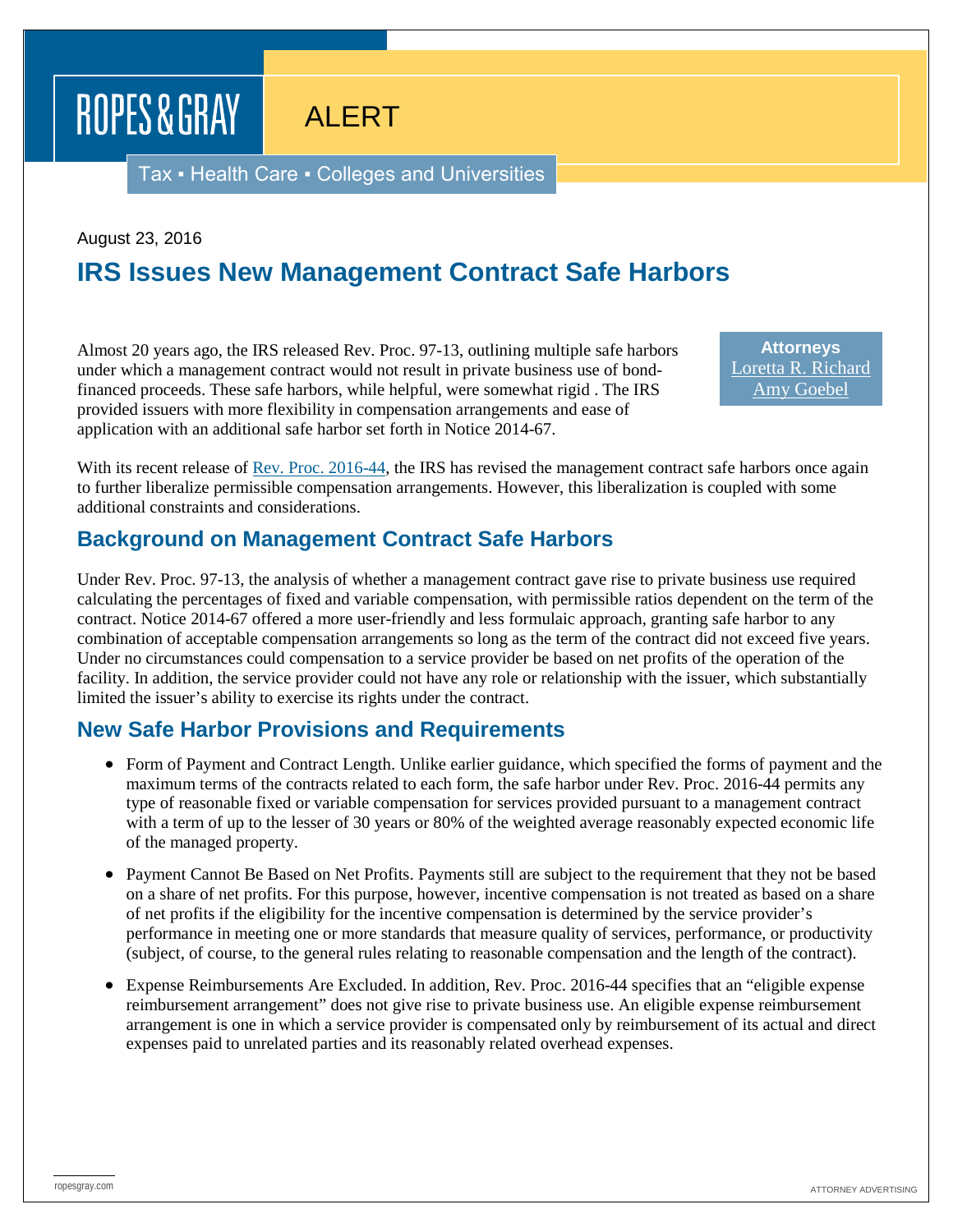# ROPES & GRAY ALERT

Tax ▪ Health Care ▪ Colleges and Universities

August 23, 2016

## IRS Issues New Management Contract Safe Harbors

**Attorneys**
Loretta R. Richard
Amy Goebel

Almost 20 years ago, the IRS released Rev. Proc. 97-13, outlining multiple safe harbors under which a management contract would not result in private business use of bond-financed proceeds. These safe harbors, while helpful, were somewhat rigid . The IRS provided issuers with more flexibility in compensation arrangements and ease of application with an additional safe harbor set forth in Notice 2014-67.

With its recent release of Rev. Proc. 2016-44, the IRS has revised the management contract safe harbors once again to further liberalize permissible compensation arrangements. However, this liberalization is coupled with some additional constraints and considerations.

### Background on Management Contract Safe Harbors

Under Rev. Proc. 97-13, the analysis of whether a management contract gave rise to private business use required calculating the percentages of fixed and variable compensation, with permissible ratios dependent on the term of the contract. Notice 2014-67 offered a more user-friendly and less formulaic approach, granting safe harbor to any combination of acceptable compensation arrangements so long as the term of the contract did not exceed five years. Under no circumstances could compensation to a service provider be based on net profits of the operation of the facility. In addition, the service provider could not have any role or relationship with the issuer, which substantially limited the issuer's ability to exercise its rights under the contract.

### New Safe Harbor Provisions and Requirements

- Form of Payment and Contract Length. Unlike earlier guidance, which specified the forms of payment and the maximum terms of the contracts related to each form, the safe harbor under Rev. Proc. 2016-44 permits any type of reasonable fixed or variable compensation for services provided pursuant to a management contract with a term of up to the lesser of 30 years or 80% of the weighted average reasonably expected economic life of the managed property.
- Payment Cannot Be Based on Net Profits. Payments still are subject to the requirement that they not be based on a share of net profits. For this purpose, however, incentive compensation is not treated as based on a share of net profits if the eligibility for the incentive compensation is determined by the service provider's performance in meeting one or more standards that measure quality of services, performance, or productivity (subject, of course, to the general rules relating to reasonable compensation and the length of the contract).
- Expense Reimbursements Are Excluded. In addition, Rev. Proc. 2016-44 specifies that an "eligible expense reimbursement arrangement" does not give rise to private business use. An eligible expense reimbursement arrangement is one in which a service provider is compensated only by reimbursement of its actual and direct expenses paid to unrelated parties and its reasonably related overhead expenses.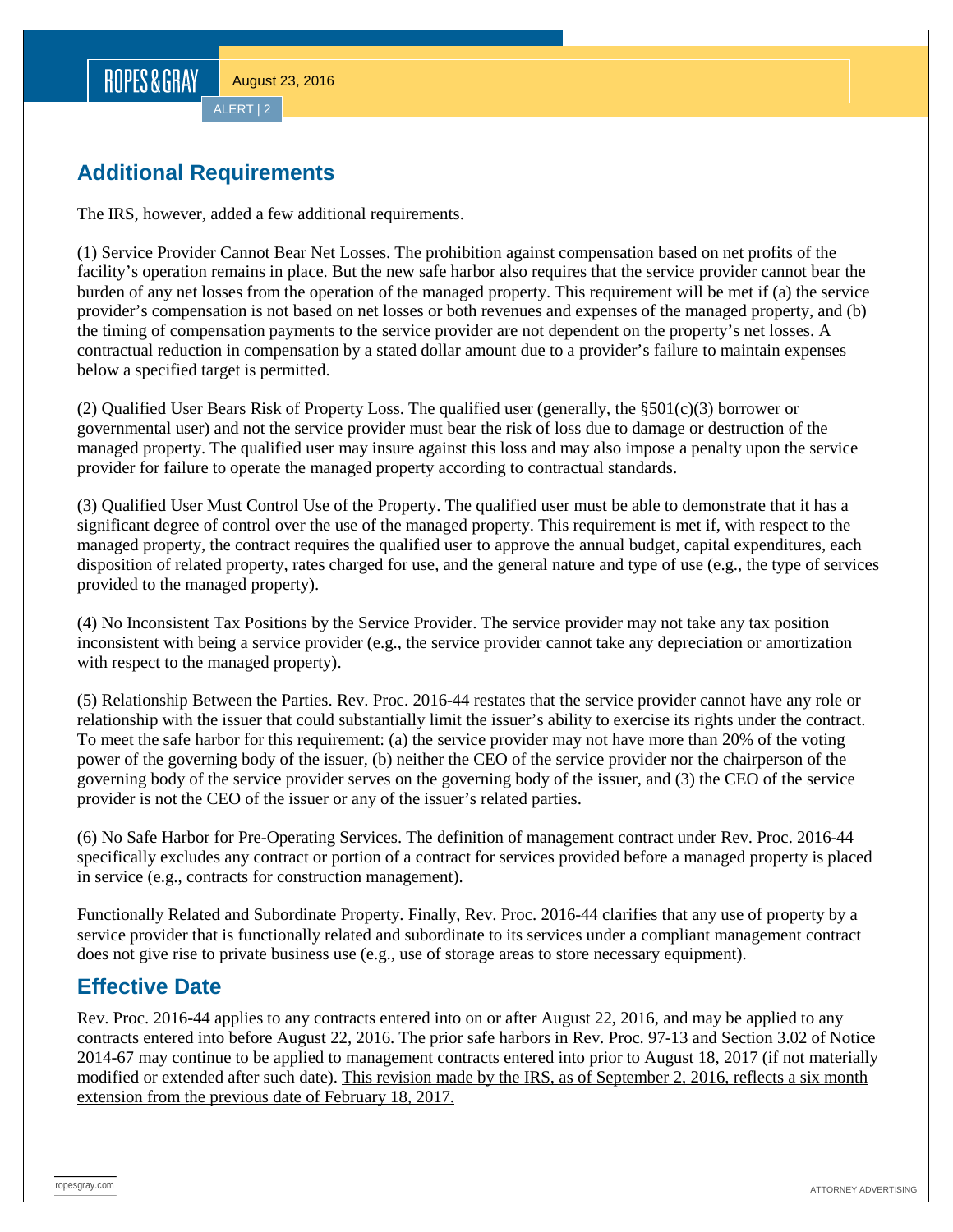## Additional Requirements

The IRS, however, added a few additional requirements.

(1) Service Provider Cannot Bear Net Losses. The prohibition against compensation based on net profits of the facility's operation remains in place. But the new safe harbor also requires that the service provider cannot bear the burden of any net losses from the operation of the managed property. This requirement will be met if (a) the service provider's compensation is not based on net losses or both revenues and expenses of the managed property, and (b) the timing of compensation payments to the service provider are not dependent on the property's net losses. A contractual reduction in compensation by a stated dollar amount due to a provider's failure to maintain expenses below a specified target is permitted.

(2) Qualified User Bears Risk of Property Loss. The qualified user (generally, the §501(c)(3) borrower or governmental user) and not the service provider must bear the risk of loss due to damage or destruction of the managed property. The qualified user may insure against this loss and may also impose a penalty upon the service provider for failure to operate the managed property according to contractual standards.

(3) Qualified User Must Control Use of the Property. The qualified user must be able to demonstrate that it has a significant degree of control over the use of the managed property. This requirement is met if, with respect to the managed property, the contract requires the qualified user to approve the annual budget, capital expenditures, each disposition of related property, rates charged for use, and the general nature and type of use (e.g., the type of services provided to the managed property).

(4) No Inconsistent Tax Positions by the Service Provider. The service provider may not take any tax position inconsistent with being a service provider (e.g., the service provider cannot take any depreciation or amortization with respect to the managed property).

(5) Relationship Between the Parties. Rev. Proc. 2016-44 restates that the service provider cannot have any role or relationship with the issuer that could substantially limit the issuer's ability to exercise its rights under the contract. To meet the safe harbor for this requirement: (a) the service provider may not have more than 20% of the voting power of the governing body of the issuer, (b) neither the CEO of the service provider nor the chairperson of the governing body of the service provider serves on the governing body of the issuer, and (3) the CEO of the service provider is not the CEO of the issuer or any of the issuer's related parties.

(6) No Safe Harbor for Pre-Operating Services. The definition of management contract under Rev. Proc. 2016-44 specifically excludes any contract or portion of a contract for services provided before a managed property is placed in service (e.g., contracts for construction management).

Functionally Related and Subordinate Property. Finally, Rev. Proc. 2016-44 clarifies that any use of property by a service provider that is functionally related and subordinate to its services under a compliant management contract does not give rise to private business use (e.g., use of storage areas to store necessary equipment).

## Effective Date

Rev. Proc. 2016-44 applies to any contracts entered into on or after August 22, 2016, and may be applied to any contracts entered into before August 22, 2016. The prior safe harbors in Rev. Proc. 97-13 and Section 3.02 of Notice 2014-67 may continue to be applied to management contracts entered into prior to August 18, 2017 (if not materially modified or extended after such date). <u>This revision made by the IRS, as of September 2, 2016, reflects a six month extension from the previous date of February 18, 2017.</u>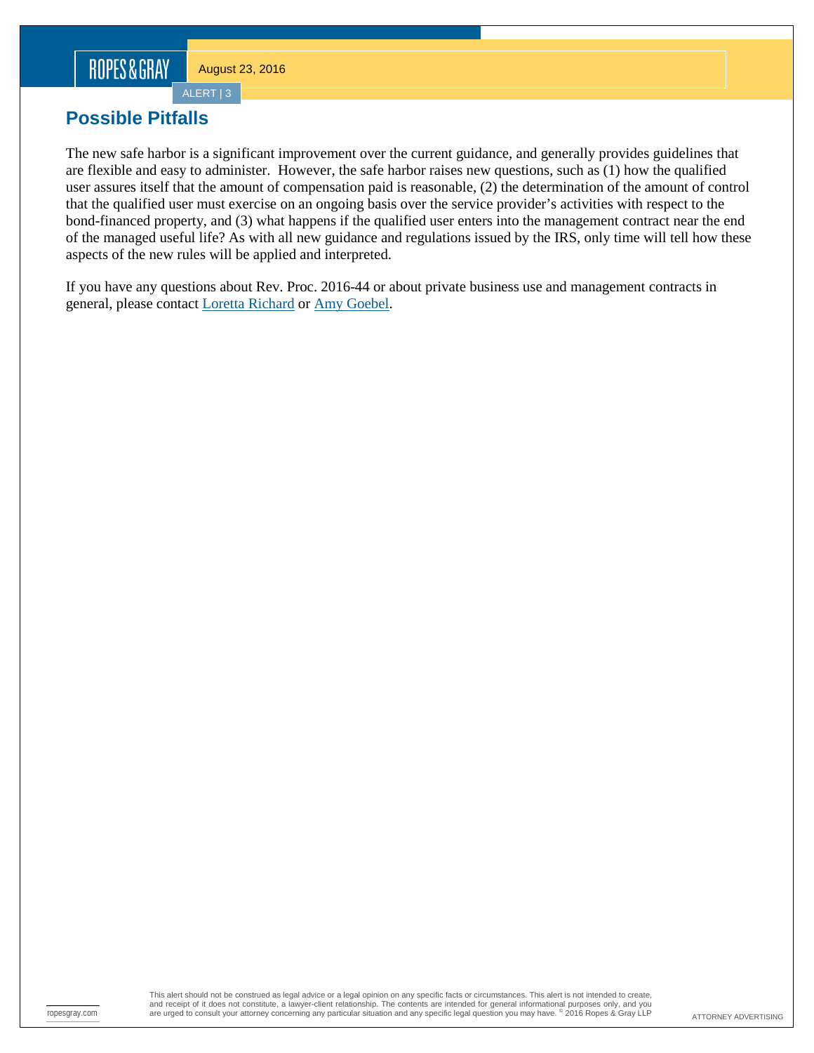## Possible Pitfalls

The new safe harbor is a significant improvement over the current guidance, and generally provides guidelines that are flexible and easy to administer. However, the safe harbor raises new questions, such as (1) how the qualified user assures itself that the amount of compensation paid is reasonable, (2) the determination of the amount of control that the qualified user must exercise on an ongoing basis over the service provider's activities with respect to the bond-financed property, and (3) what happens if the qualified user enters into the management contract near the end of the managed useful life? As with all new guidance and regulations issued by the IRS, only time will tell how these aspects of the new rules will be applied and interpreted.

If you have any questions about Rev. Proc. 2016-44 or about private business use and management contracts in general, please contact Loretta Richard or Amy Goebel.

This alert should not be construed as legal advice or a legal opinion on any specific facts or circumstances. This alert is not intended to create, and receipt of it does not constitute, a lawyer-client relationship. The contents are intended for general informational purposes only, and you are urged to consult your attorney concerning any particular situation and any specific legal question you may have. © 2016 Ropes & Gray LLP

ATTORNEY ADVERTISING